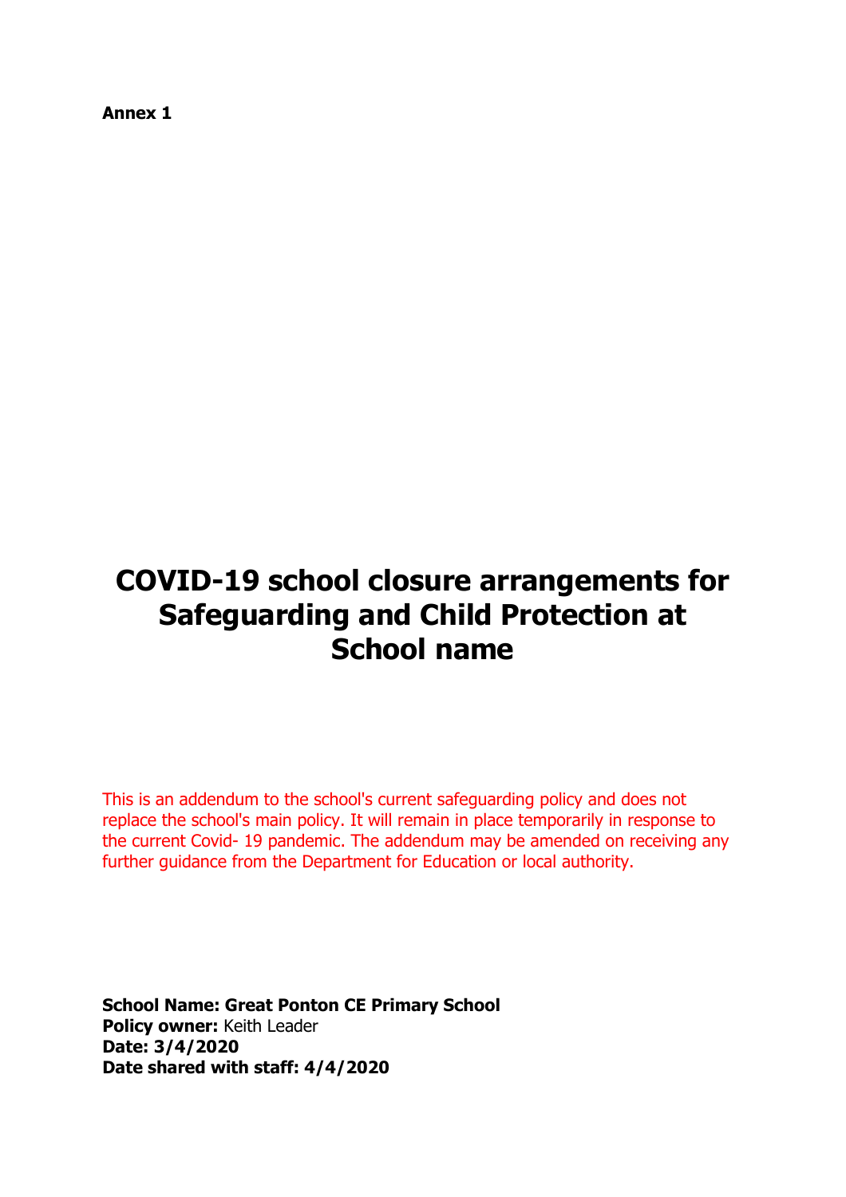**Annex 1**

# COVID-19 school closure arrangements for Safeguarding and Child Protection at School name

This is an addendum to the school's current safeguarding policy and does not replace the school's main policy. It will remain in place temporarily in response to the current Covid- 19 pandemic. The addendum may be amended on receiving any further guidance from the Department for Education or local authority.

**School Name: Great Ponton CE Primary School**
**Policy owner:** Keith Leader
**Date: 3/4/2020**
**Date shared with staff: 4/4/2020**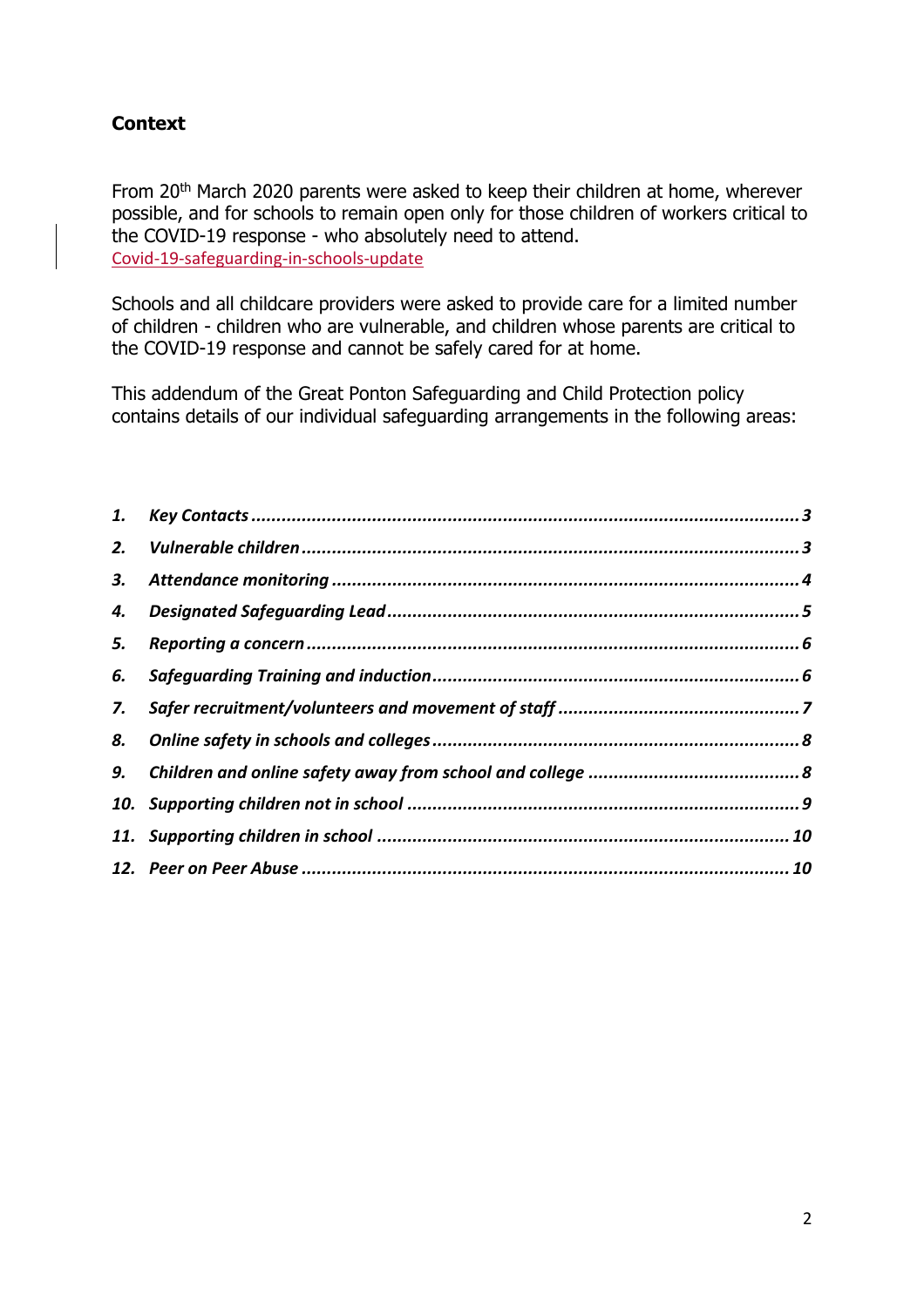## Context

From 20th March 2020 parents were asked to keep their children at home, wherever possible, and for schools to remain open only for those children of workers critical to the COVID-19 response - who absolutely need to attend.
Covid-19-safeguarding-in-schools-update

Schools and all childcare providers were asked to provide care for a limited number of children - children who are vulnerable, and children whose parents are critical to the COVID-19 response and cannot be safely cared for at home.

This addendum of the Great Ponton Safeguarding and Child Protection policy contains details of our individual safeguarding arrangements in the following areas:

1. ***Key Contacts*** ... 3
2. ***Vulnerable children*** ... 3
3. ***Attendance monitoring*** ... 4
4. ***Designated Safeguarding Lead*** ... 5
5. ***Reporting a concern*** ... 6
6. ***Safeguarding Training and induction*** ... 6
7. ***Safer recruitment/volunteers and movement of staff*** ... 7
8. ***Online safety in schools and colleges*** ... 8
9. ***Children and online safety away from school and college*** ... 8
10. ***Supporting children not in school*** ... 9
11. ***Supporting children in school*** ... 10
12. ***Peer on Peer Abuse*** ... 10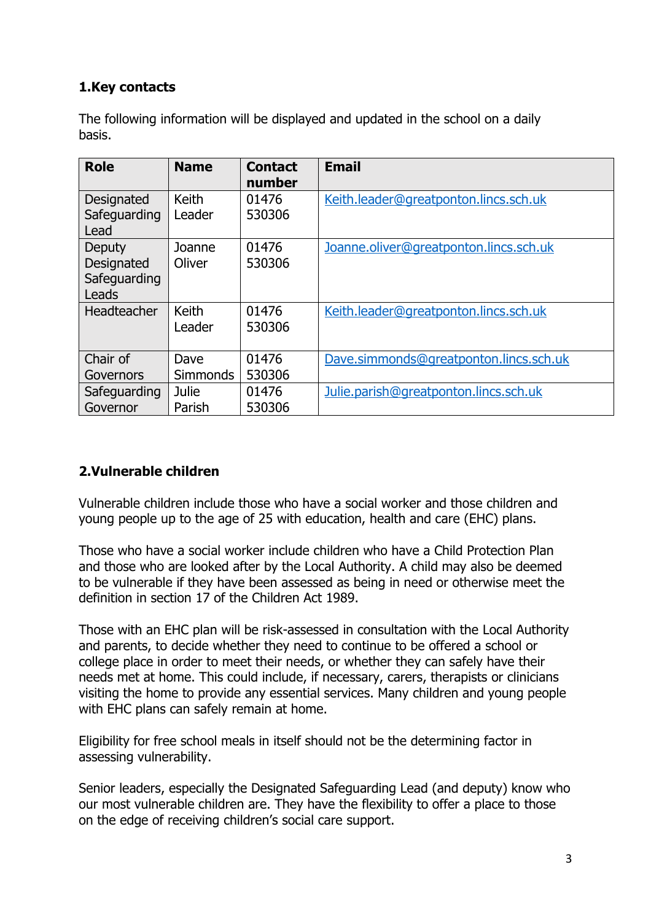## 1.Key contacts

The following information will be displayed and updated in the school on a daily basis.

| Role | Name | Contact number | Email |
|---|---|---|---|
| Designated Safeguarding Lead | Keith Leader | 01476 530306 | Keith.leader@greatponton.lincs.sch.uk |
| Deputy Designated Safeguarding Leads | Joanne Oliver | 01476 530306 | Joanne.oliver@greatponton.lincs.sch.uk |
| Headteacher | Keith Leader | 01476 530306 | Keith.leader@greatponton.lincs.sch.uk |
| Chair of Governors | Dave Simmonds | 01476 530306 | Dave.simmonds@greatponton.lincs.sch.uk |
| Safeguarding Governor | Julie Parish | 01476 530306 | Julie.parish@greatponton.lincs.sch.uk |

## 2.Vulnerable children

Vulnerable children include those who have a social worker and those children and young people up to the age of 25 with education, health and care (EHC) plans.

Those who have a social worker include children who have a Child Protection Plan and those who are looked after by the Local Authority. A child may also be deemed to be vulnerable if they have been assessed as being in need or otherwise meet the definition in section 17 of the Children Act 1989.

Those with an EHC plan will be risk-assessed in consultation with the Local Authority and parents, to decide whether they need to continue to be offered a school or college place in order to meet their needs, or whether they can safely have their needs met at home. This could include, if necessary, carers, therapists or clinicians visiting the home to provide any essential services. Many children and young people with EHC plans can safely remain at home.

Eligibility for free school meals in itself should not be the determining factor in assessing vulnerability.

Senior leaders, especially the Designated Safeguarding Lead (and deputy) know who our most vulnerable children are. They have the flexibility to offer a place to those on the edge of receiving children's social care support.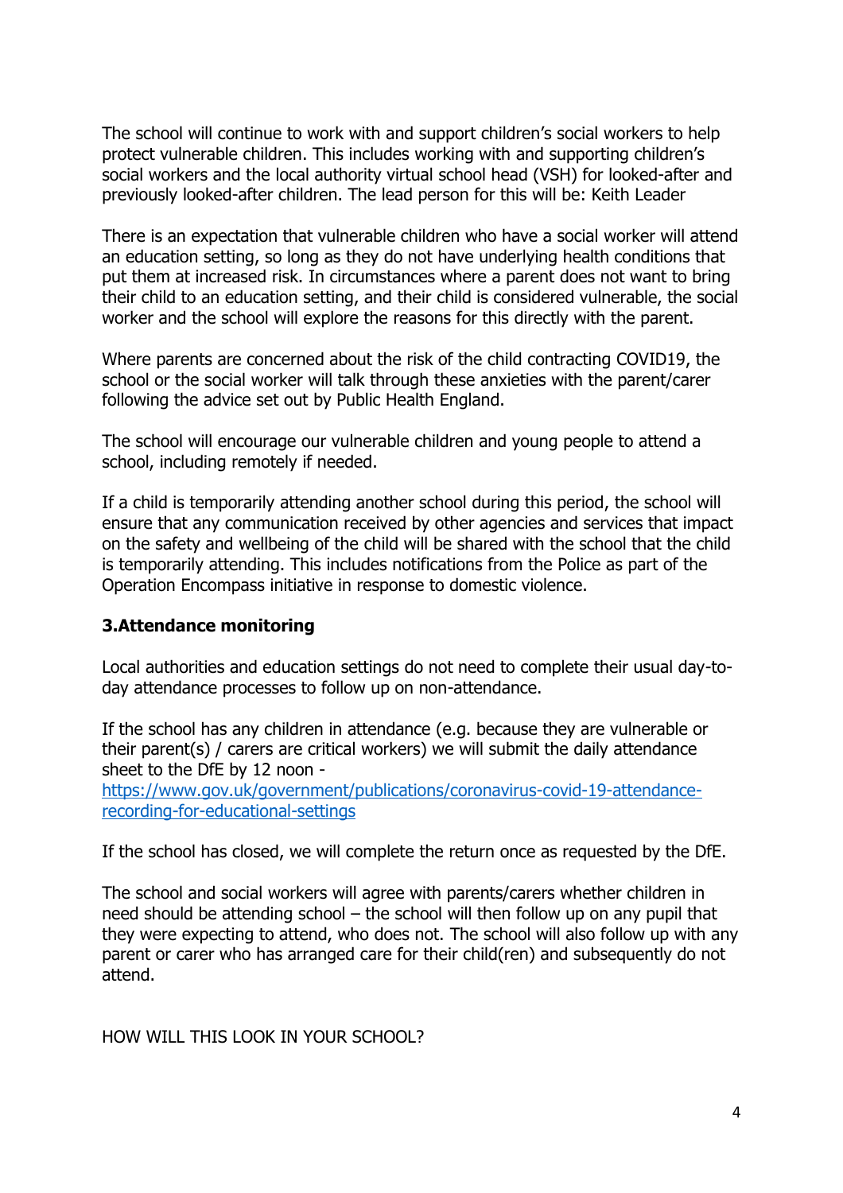The school will continue to work with and support children's social workers to help protect vulnerable children. This includes working with and supporting children's social workers and the local authority virtual school head (VSH) for looked-after and previously looked-after children. The lead person for this will be: Keith Leader

There is an expectation that vulnerable children who have a social worker will attend an education setting, so long as they do not have underlying health conditions that put them at increased risk. In circumstances where a parent does not want to bring their child to an education setting, and their child is considered vulnerable, the social worker and the school will explore the reasons for this directly with the parent.

Where parents are concerned about the risk of the child contracting COVID19, the school or the social worker will talk through these anxieties with the parent/carer following the advice set out by Public Health England.

The school will encourage our vulnerable children and young people to attend a school, including remotely if needed.

If a child is temporarily attending another school during this period, the school will ensure that any communication received by other agencies and services that impact on the safety and wellbeing of the child will be shared with the school that the child is temporarily attending. This includes notifications from the Police as part of the Operation Encompass initiative in response to domestic violence.

### 3.Attendance monitoring

Local authorities and education settings do not need to complete their usual day-to-day attendance processes to follow up on non-attendance.

If the school has any children in attendance (e.g. because they are vulnerable or their parent(s) / carers are critical workers) we will submit the daily attendance sheet to the DfE by 12 noon - [https://www.gov.uk/government/publications/coronavirus-covid-19-attendance-recording-for-educational-settings](https://www.gov.uk/government/publications/coronavirus-covid-19-attendance-recording-for-educational-settings)

If the school has closed, we will complete the return once as requested by the DfE.

The school and social workers will agree with parents/carers whether children in need should be attending school – the school will then follow up on any pupil that they were expecting to attend, who does not. The school will also follow up with any parent or carer who has arranged care for their child(ren) and subsequently do not attend.

HOW WILL THIS LOOK IN YOUR SCHOOL?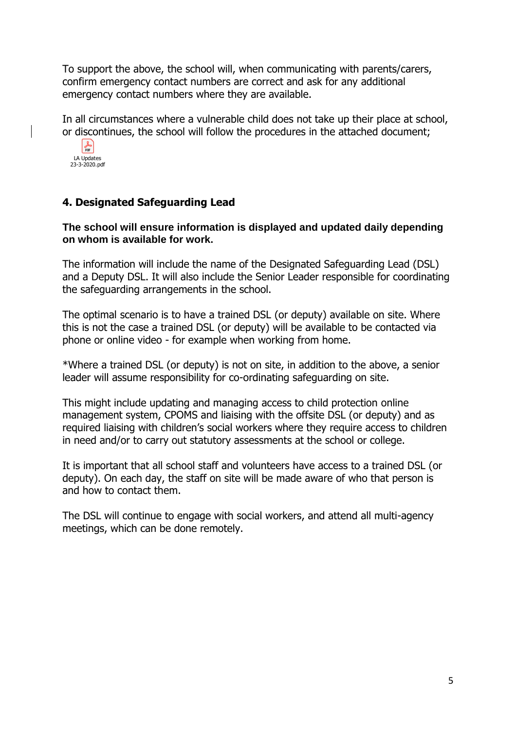To support the above, the school will, when communicating with parents/carers, confirm emergency contact numbers are correct and ask for any additional emergency contact numbers where they are available.

In all circumstances where a vulnerable child does not take up their place at school, or discontinues, the school will follow the procedures in the attached document;

LA Updates 23-3-2020.pdf

### 4. Designated Safeguarding Lead

**The school will ensure information is displayed and updated daily depending on whom is available for work.**

The information will include the name of the Designated Safeguarding Lead (DSL) and a Deputy DSL. It will also include the Senior Leader responsible for coordinating the safeguarding arrangements in the school.

The optimal scenario is to have a trained DSL (or deputy) available on site. Where this is not the case a trained DSL (or deputy) will be available to be contacted via phone or online video - for example when working from home.

*Where a trained DSL (or deputy) is not on site, in addition to the above, a senior leader will assume responsibility for co-ordinating safeguarding on site.

This might include updating and managing access to child protection online management system, CPOMS and liaising with the offsite DSL (or deputy) and as required liaising with children's social workers where they require access to children in need and/or to carry out statutory assessments at the school or college.

It is important that all school staff and volunteers have access to a trained DSL (or deputy). On each day, the staff on site will be made aware of who that person is and how to contact them.

The DSL will continue to engage with social workers, and attend all multi-agency meetings, which can be done remotely.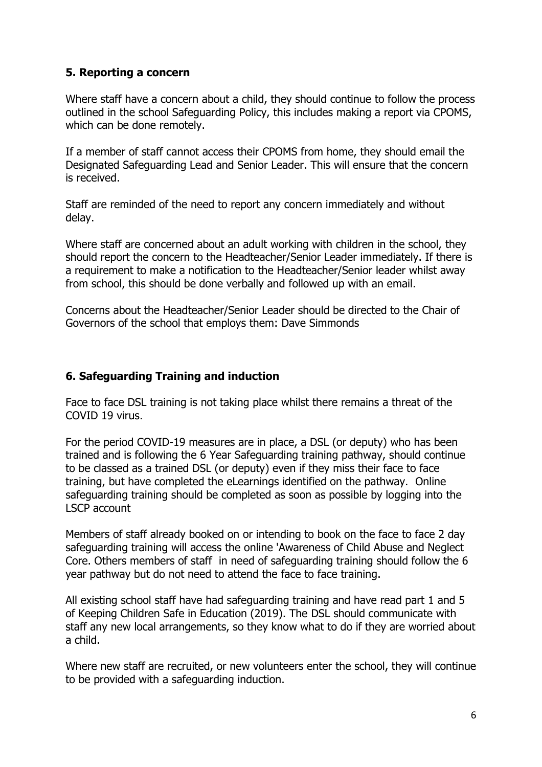## 5. Reporting a concern

Where staff have a concern about a child, they should continue to follow the process outlined in the school Safeguarding Policy, this includes making a report via CPOMS, which can be done remotely.

If a member of staff cannot access their CPOMS from home, they should email the Designated Safeguarding Lead and Senior Leader. This will ensure that the concern is received.

Staff are reminded of the need to report any concern immediately and without delay.

Where staff are concerned about an adult working with children in the school, they should report the concern to the Headteacher/Senior Leader immediately. If there is a requirement to make a notification to the Headteacher/Senior leader whilst away from school, this should be done verbally and followed up with an email.

Concerns about the Headteacher/Senior Leader should be directed to the Chair of Governors of the school that employs them: Dave Simmonds

## 6. Safeguarding Training and induction

Face to face DSL training is not taking place whilst there remains a threat of the COVID 19 virus.

For the period COVID-19 measures are in place, a DSL (or deputy) who has been trained and is following the 6 Year Safeguarding training pathway, should continue to be classed as a trained DSL (or deputy) even if they miss their face to face training, but have completed the eLearnings identified on the pathway. Online safeguarding training should be completed as soon as possible by logging into the LSCP account

Members of staff already booked on or intending to book on the face to face 2 day safeguarding training will access the online 'Awareness of Child Abuse and Neglect Core. Others members of staff in need of safeguarding training should follow the 6 year pathway but do not need to attend the face to face training.

All existing school staff have had safeguarding training and have read part 1 and 5 of Keeping Children Safe in Education (2019). The DSL should communicate with staff any new local arrangements, so they know what to do if they are worried about a child.

Where new staff are recruited, or new volunteers enter the school, they will continue to be provided with a safeguarding induction.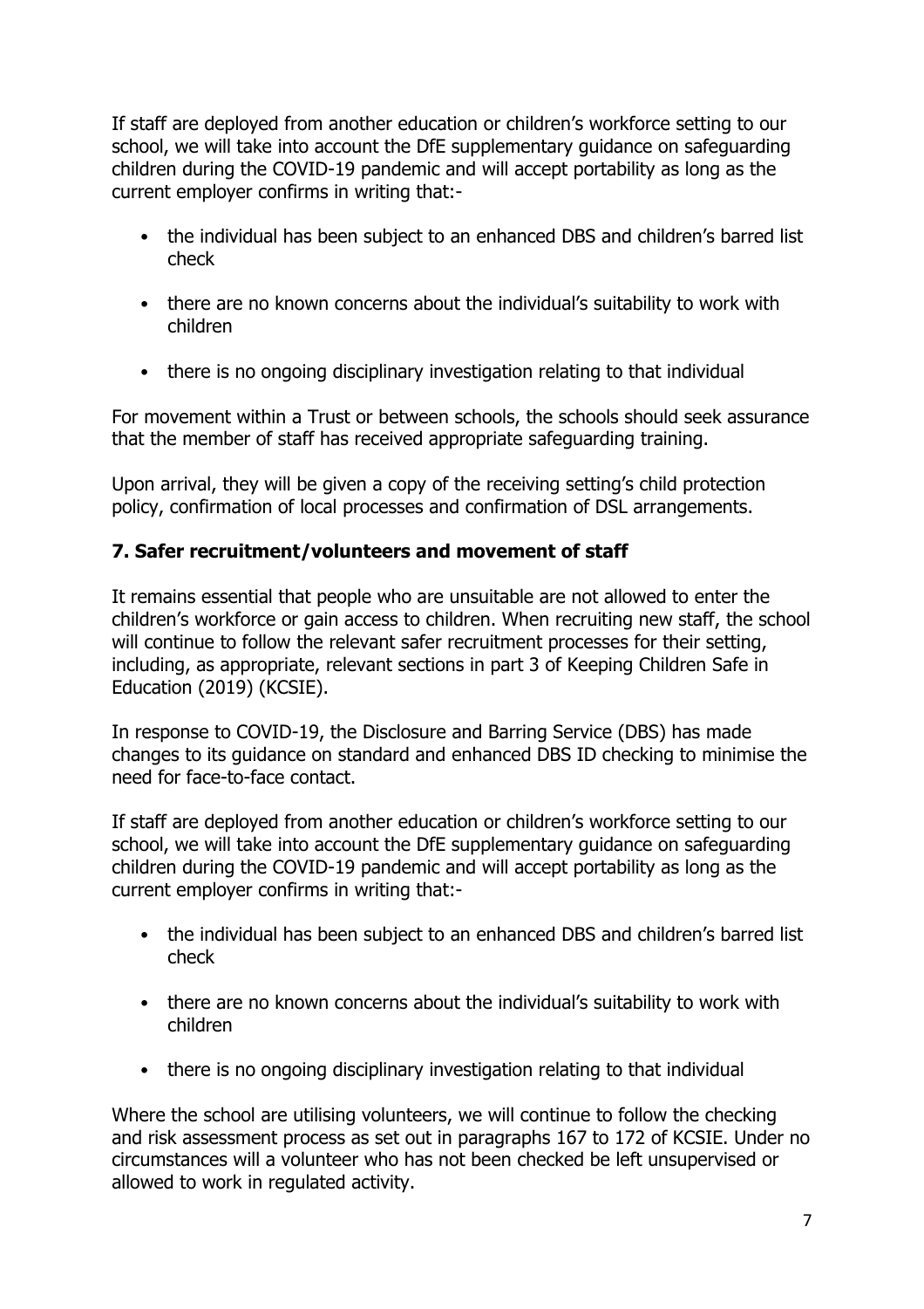If staff are deployed from another education or children's workforce setting to our school, we will take into account the DfE supplementary guidance on safeguarding children during the COVID-19 pandemic and will accept portability as long as the current employer confirms in writing that:-

- the individual has been subject to an enhanced DBS and children's barred list check
- there are no known concerns about the individual's suitability to work with children
- there is no ongoing disciplinary investigation relating to that individual

For movement within a Trust or between schools, the schools should seek assurance that the member of staff has received appropriate safeguarding training.

Upon arrival, they will be given a copy of the receiving setting's child protection policy, confirmation of local processes and confirmation of DSL arrangements.

## 7. Safer recruitment/volunteers and movement of staff

It remains essential that people who are unsuitable are not allowed to enter the children's workforce or gain access to children. When recruiting new staff, the school will continue to follow the relevant safer recruitment processes for their setting, including, as appropriate, relevant sections in part 3 of Keeping Children Safe in Education (2019) (KCSIE).

In response to COVID-19, the Disclosure and Barring Service (DBS) has made changes to its guidance on standard and enhanced DBS ID checking to minimise the need for face-to-face contact.

If staff are deployed from another education or children's workforce setting to our school, we will take into account the DfE supplementary guidance on safeguarding children during the COVID-19 pandemic and will accept portability as long as the current employer confirms in writing that:-

- the individual has been subject to an enhanced DBS and children's barred list check
- there are no known concerns about the individual's suitability to work with children
- there is no ongoing disciplinary investigation relating to that individual

Where the school are utilising volunteers, we will continue to follow the checking and risk assessment process as set out in paragraphs 167 to 172 of KCSIE. Under no circumstances will a volunteer who has not been checked be left unsupervised or allowed to work in regulated activity.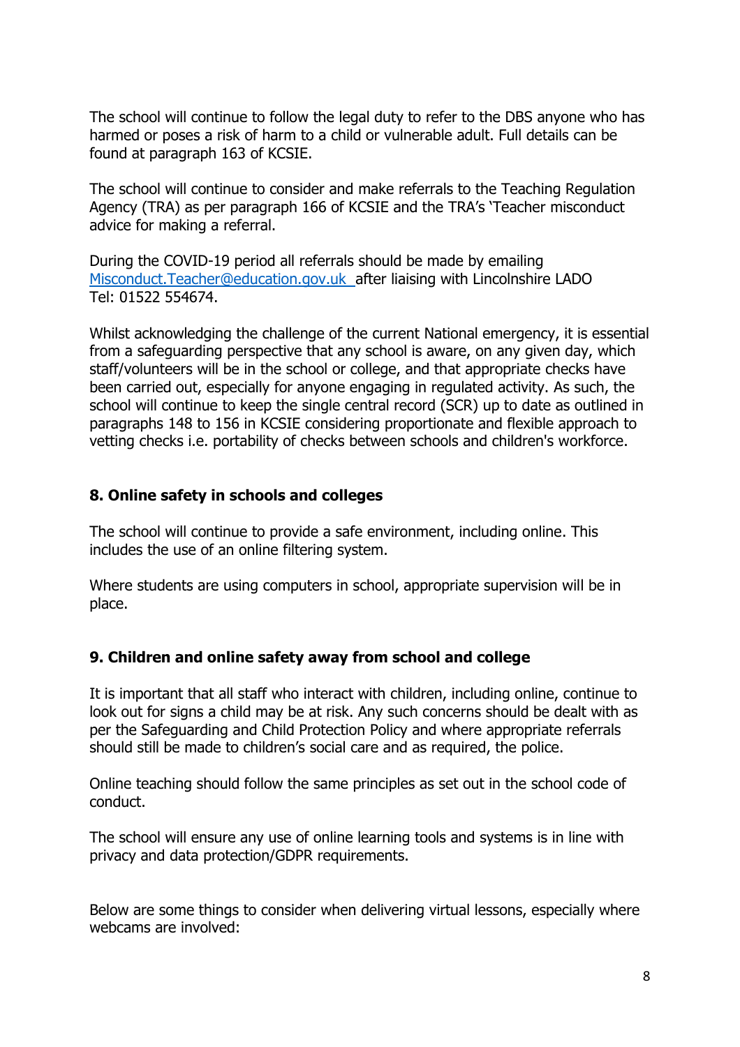The school will continue to follow the legal duty to refer to the DBS anyone who has harmed or poses a risk of harm to a child or vulnerable adult. Full details can be found at paragraph 163 of KCSIE.

The school will continue to consider and make referrals to the Teaching Regulation Agency (TRA) as per paragraph 166 of KCSIE and the TRA's 'Teacher misconduct advice for making a referral.

During the COVID-19 period all referrals should be made by emailing Misconduct.Teacher@education.gov.uk after liaising with Lincolnshire LADO Tel: 01522 554674.

Whilst acknowledging the challenge of the current National emergency, it is essential from a safeguarding perspective that any school is aware, on any given day, which staff/volunteers will be in the school or college, and that appropriate checks have been carried out, especially for anyone engaging in regulated activity. As such, the school will continue to keep the single central record (SCR) up to date as outlined in paragraphs 148 to 156 in KCSIE considering proportionate and flexible approach to vetting checks i.e. portability of checks between schools and children's workforce.

## 8. Online safety in schools and colleges

The school will continue to provide a safe environment, including online. This includes the use of an online filtering system.

Where students are using computers in school, appropriate supervision will be in place.

## 9. Children and online safety away from school and college

It is important that all staff who interact with children, including online, continue to look out for signs a child may be at risk. Any such concerns should be dealt with as per the Safeguarding and Child Protection Policy and where appropriate referrals should still be made to children's social care and as required, the police.

Online teaching should follow the same principles as set out in the school code of conduct.

The school will ensure any use of online learning tools and systems is in line with privacy and data protection/GDPR requirements.

Below are some things to consider when delivering virtual lessons, especially where webcams are involved: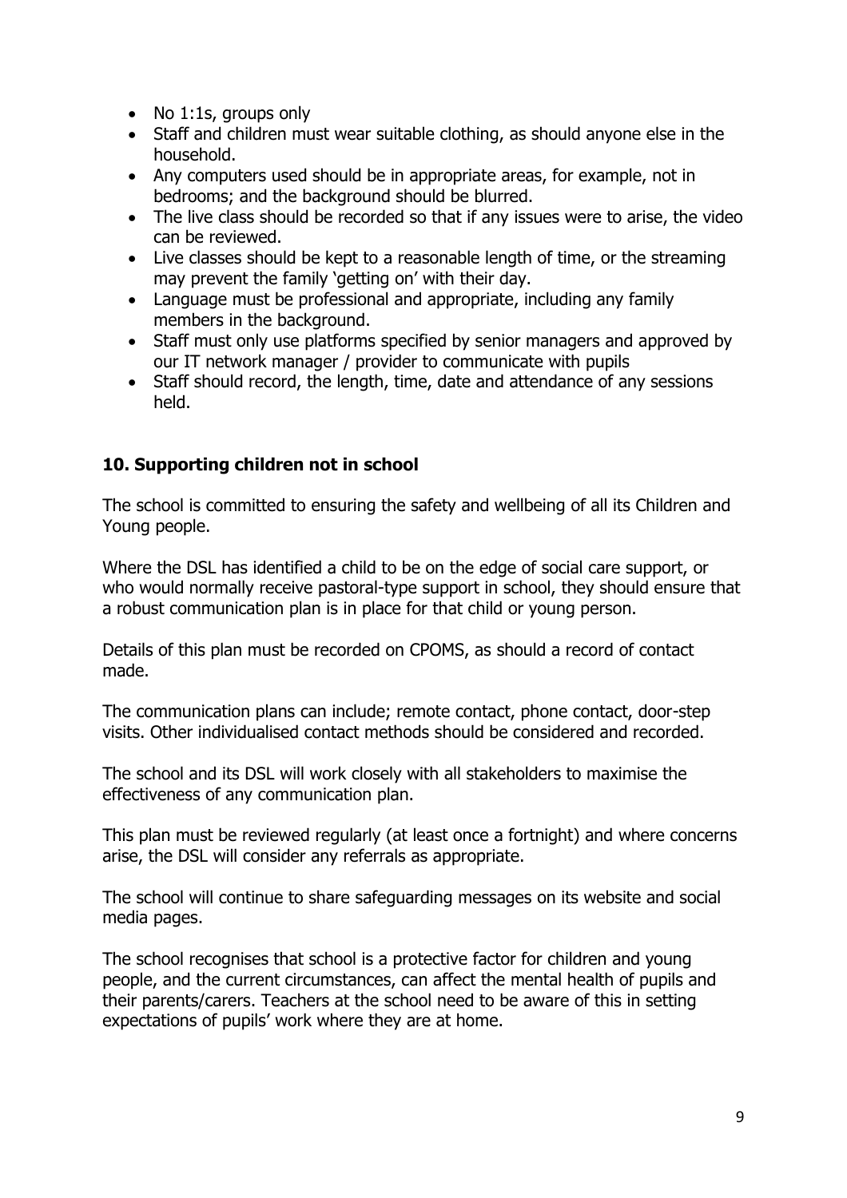- No 1:1s, groups only
- Staff and children must wear suitable clothing, as should anyone else in the household.
- Any computers used should be in appropriate areas, for example, not in bedrooms; and the background should be blurred.
- The live class should be recorded so that if any issues were to arise, the video can be reviewed.
- Live classes should be kept to a reasonable length of time, or the streaming may prevent the family 'getting on' with their day.
- Language must be professional and appropriate, including any family members in the background.
- Staff must only use platforms specified by senior managers and approved by our IT network manager / provider to communicate with pupils
- Staff should record, the length, time, date and attendance of any sessions held.

## 10. Supporting children not in school

The school is committed to ensuring the safety and wellbeing of all its Children and Young people.

Where the DSL has identified a child to be on the edge of social care support, or who would normally receive pastoral-type support in school, they should ensure that a robust communication plan is in place for that child or young person.

Details of this plan must be recorded on CPOMS, as should a record of contact made.

The communication plans can include; remote contact, phone contact, door-step visits. Other individualised contact methods should be considered and recorded.

The school and its DSL will work closely with all stakeholders to maximise the effectiveness of any communication plan.

This plan must be reviewed regularly (at least once a fortnight) and where concerns arise, the DSL will consider any referrals as appropriate.

The school will continue to share safeguarding messages on its website and social media pages.

The school recognises that school is a protective factor for children and young people, and the current circumstances, can affect the mental health of pupils and their parents/carers. Teachers at the school need to be aware of this in setting expectations of pupils' work where they are at home.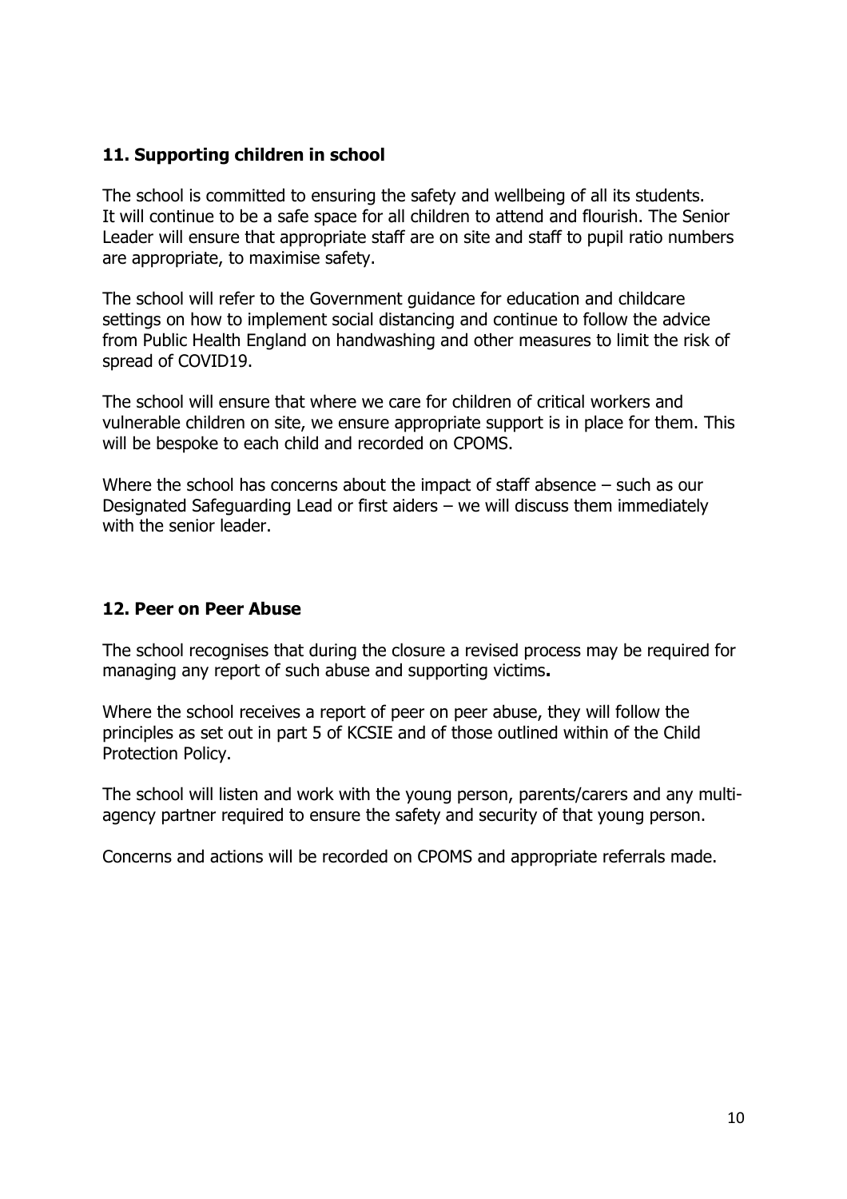## 11. Supporting children in school

The school is committed to ensuring the safety and wellbeing of all its students. It will continue to be a safe space for all children to attend and flourish. The Senior Leader will ensure that appropriate staff are on site and staff to pupil ratio numbers are appropriate, to maximise safety.

The school will refer to the Government guidance for education and childcare settings on how to implement social distancing and continue to follow the advice from Public Health England on handwashing and other measures to limit the risk of spread of COVID19.

The school will ensure that where we care for children of critical workers and vulnerable children on site, we ensure appropriate support is in place for them. This will be bespoke to each child and recorded on CPOMS.

Where the school has concerns about the impact of staff absence – such as our Designated Safeguarding Lead or first aiders – we will discuss them immediately with the senior leader.

## 12. Peer on Peer Abuse

The school recognises that during the closure a revised process may be required for managing any report of such abuse and supporting victims**.**

Where the school receives a report of peer on peer abuse, they will follow the principles as set out in part 5 of KCSIE and of those outlined within of the Child Protection Policy.

The school will listen and work with the young person, parents/carers and any multi-agency partner required to ensure the safety and security of that young person.

Concerns and actions will be recorded on CPOMS and appropriate referrals made.